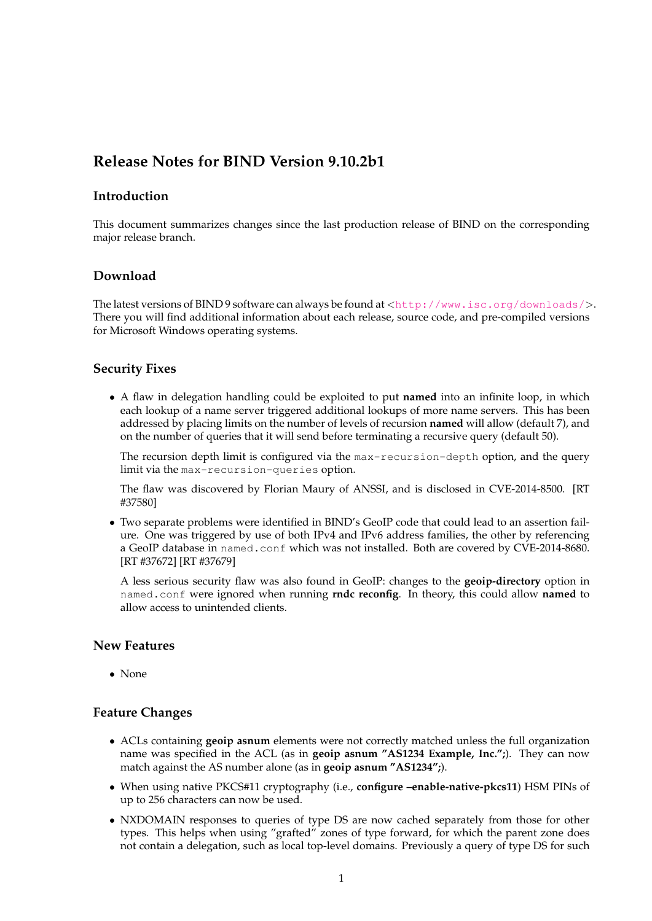# Release Notes for BIND Version 9.10.2b1

## Introduction

This document summarizes changes since the last production release of BIND on the corresponding major release branch.

## Download

The latest versions of BIND 9 software can always be found at <http://www.isc.org/downloads/>. There you will find additional information about each release, source code, and pre-compiled versions for Microsoft Windows operating systems.

## Security Fixes

- A flaw in delegation handling could be exploited to put **named** into an infinite loop, in which each lookup of a name server triggered additional lookups of more name servers. This has been addressed by placing limits on the number of levels of recursion **named** will allow (default 7), and on the number of queries that it will send before terminating a recursive query (default 50).

  The recursion depth limit is configured via the `max-recursion-depth` option, and the query limit via the `max-recursion-queries` option.

  The flaw was discovered by Florian Maury of ANSSI, and is disclosed in CVE-2014-8500. [RT #37580]

- Two separate problems were identified in BIND's GeoIP code that could lead to an assertion failure. One was triggered by use of both IPv4 and IPv6 address families, the other by referencing a GeoIP database in `named.conf` which was not installed. Both are covered by CVE-2014-8680. [RT #37672] [RT #37679]

  A less serious security flaw was also found in GeoIP: changes to the **geoip-directory** option in `named.conf` were ignored when running **rndc reconfig**. In theory, this could allow **named** to allow access to unintended clients.

## New Features

- None

## Feature Changes

- ACLs containing **geoip asnum** elements were not correctly matched unless the full organization name was specified in the ACL (as in **geoip asnum "AS1234 Example, Inc.";**). They can now match against the AS number alone (as in **geoip asnum "AS1234";**).
- When using native PKCS#11 cryptography (i.e., **configure --enable-native-pkcs11**) HSM PINs of up to 256 characters can now be used.
- NXDOMAIN responses to queries of type DS are now cached separately from those for other types. This helps when using "grafted" zones of type forward, for which the parent zone does not contain a delegation, such as local top-level domains. Previously a query of type DS for such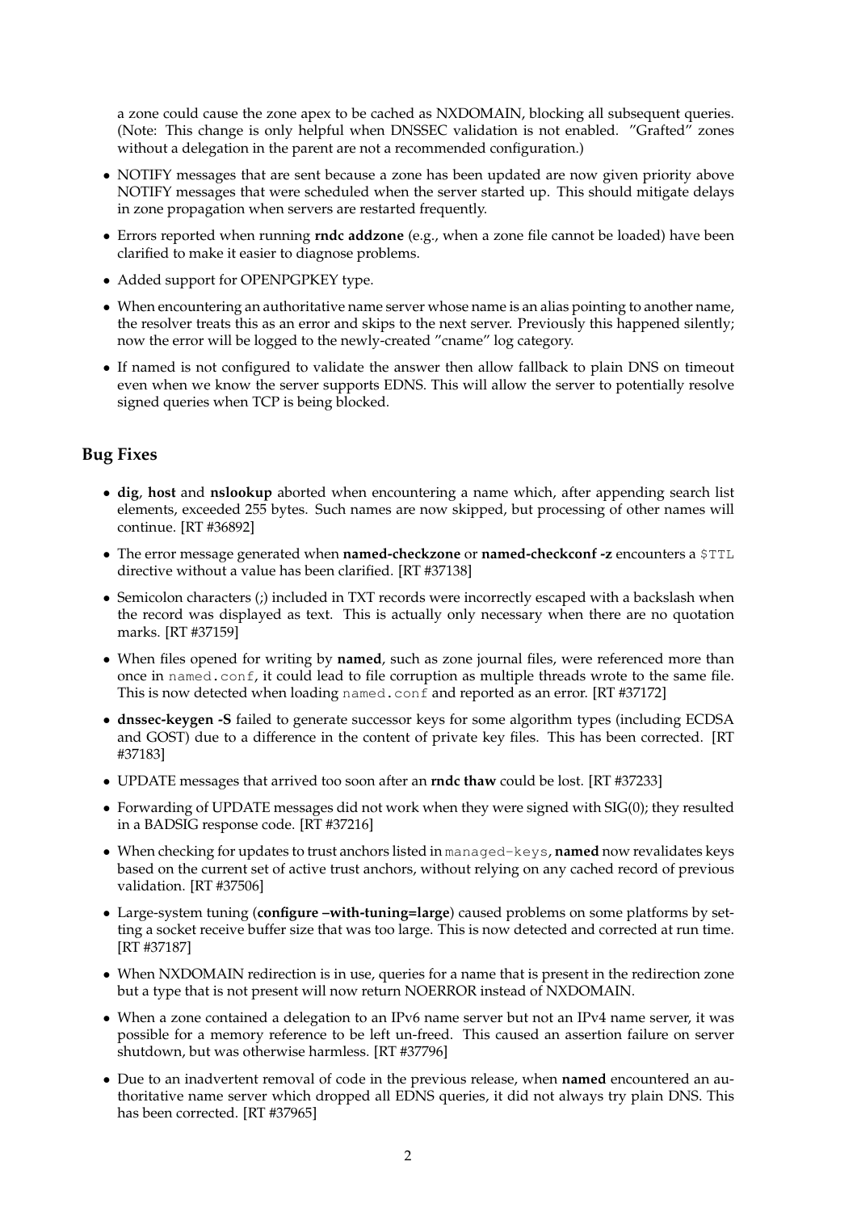a zone could cause the zone apex to be cached as NXDOMAIN, blocking all subsequent queries. (Note: This change is only helpful when DNSSEC validation is not enabled. "Grafted" zones without a delegation in the parent are not a recommended configuration.)

- NOTIFY messages that are sent because a zone has been updated are now given priority above NOTIFY messages that were scheduled when the server started up. This should mitigate delays in zone propagation when servers are restarted frequently.
- Errors reported when running **rndc addzone** (e.g., when a zone file cannot be loaded) have been clarified to make it easier to diagnose problems.
- Added support for OPENPGPKEY type.
- When encountering an authoritative name server whose name is an alias pointing to another name, the resolver treats this as an error and skips to the next server. Previously this happened silently; now the error will be logged to the newly-created "cname" log category.
- If named is not configured to validate the answer then allow fallback to plain DNS on timeout even when we know the server supports EDNS. This will allow the server to potentially resolve signed queries when TCP is being blocked.

## Bug Fixes

- **dig**, **host** and **nslookup** aborted when encountering a name which, after appending search list elements, exceeded 255 bytes. Such names are now skipped, but processing of other names will continue. [RT #36892]
- The error message generated when **named-checkzone** or **named-checkconf -z** encounters a `$TTL` directive without a value has been clarified. [RT #37138]
- Semicolon characters (;) included in TXT records were incorrectly escaped with a backslash when the record was displayed as text. This is actually only necessary when there are no quotation marks. [RT #37159]
- When files opened for writing by **named**, such as zone journal files, were referenced more than once in `named.conf`, it could lead to file corruption as multiple threads wrote to the same file. This is now detected when loading `named.conf` and reported as an error. [RT #37172]
- **dnssec-keygen -S** failed to generate successor keys for some algorithm types (including ECDSA and GOST) due to a difference in the content of private key files. This has been corrected. [RT #37183]
- UPDATE messages that arrived too soon after an **rndc thaw** could be lost. [RT #37233]
- Forwarding of UPDATE messages did not work when they were signed with SIG(0); they resulted in a BADSIG response code. [RT #37216]
- When checking for updates to trust anchors listed in `managed-keys`, **named** now revalidates keys based on the current set of active trust anchors, without relying on any cached record of previous validation. [RT #37506]
- Large-system tuning (**configure –with-tuning=large**) caused problems on some platforms by setting a socket receive buffer size that was too large. This is now detected and corrected at run time. [RT #37187]
- When NXDOMAIN redirection is in use, queries for a name that is present in the redirection zone but a type that is not present will now return NOERROR instead of NXDOMAIN.
- When a zone contained a delegation to an IPv6 name server but not an IPv4 name server, it was possible for a memory reference to be left un-freed. This caused an assertion failure on server shutdown, but was otherwise harmless. [RT #37796]
- Due to an inadvertent removal of code in the previous release, when **named** encountered an authoritative name server which dropped all EDNS queries, it did not always try plain DNS. This has been corrected. [RT #37965]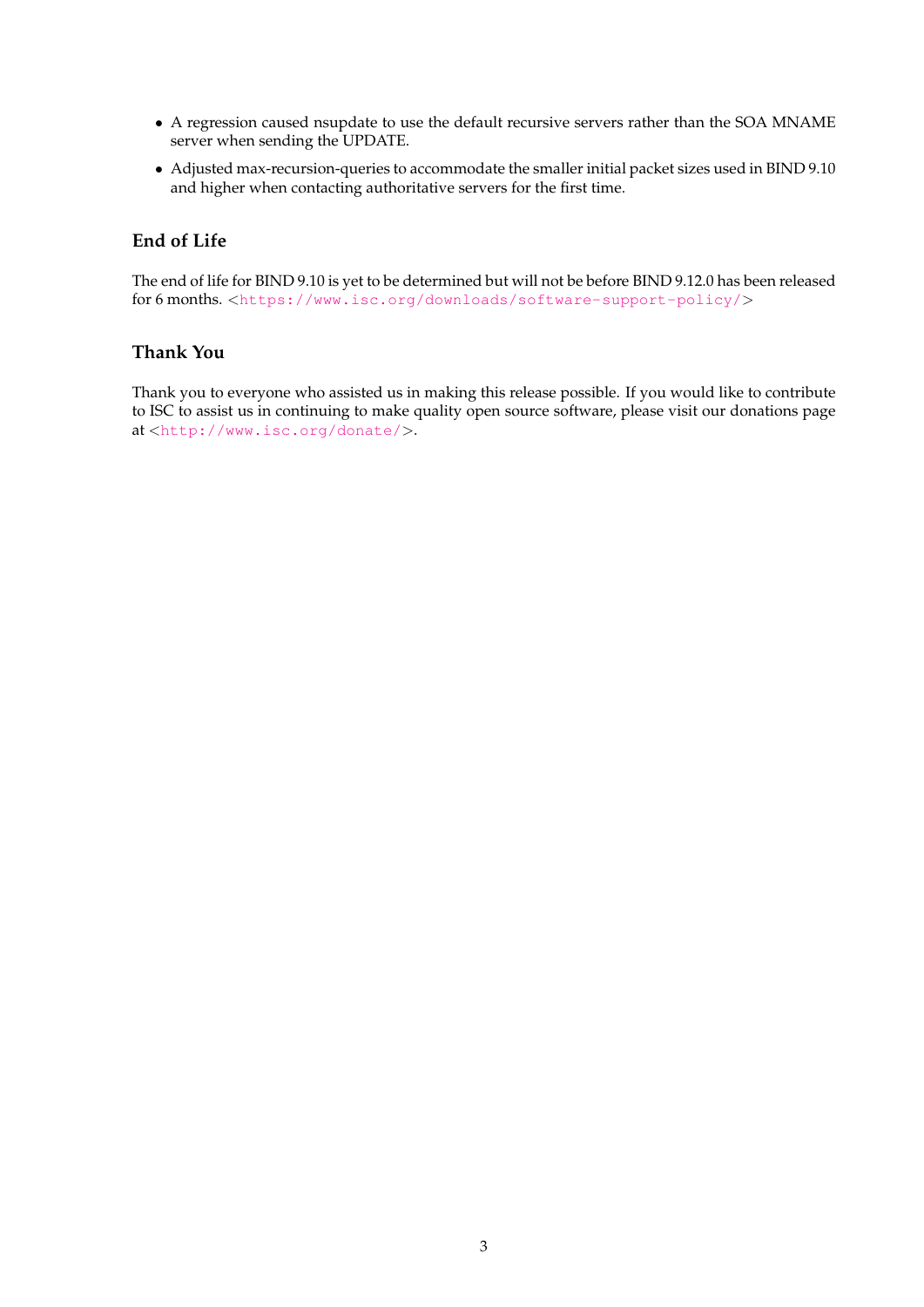- A regression caused nsupdate to use the default recursive servers rather than the SOA MNAME server when sending the UPDATE.
- Adjusted max-recursion-queries to accommodate the smaller initial packet sizes used in BIND 9.10 and higher when contacting authoritative servers for the first time.

## End of Life

The end of life for BIND 9.10 is yet to be determined but will not be before BIND 9.12.0 has been released for 6 months. <https://www.isc.org/downloads/software-support-policy/>

## Thank You

Thank you to everyone who assisted us in making this release possible. If you would like to contribute to ISC to assist us in continuing to make quality open source software, please visit our donations page at <http://www.isc.org/donate/>.